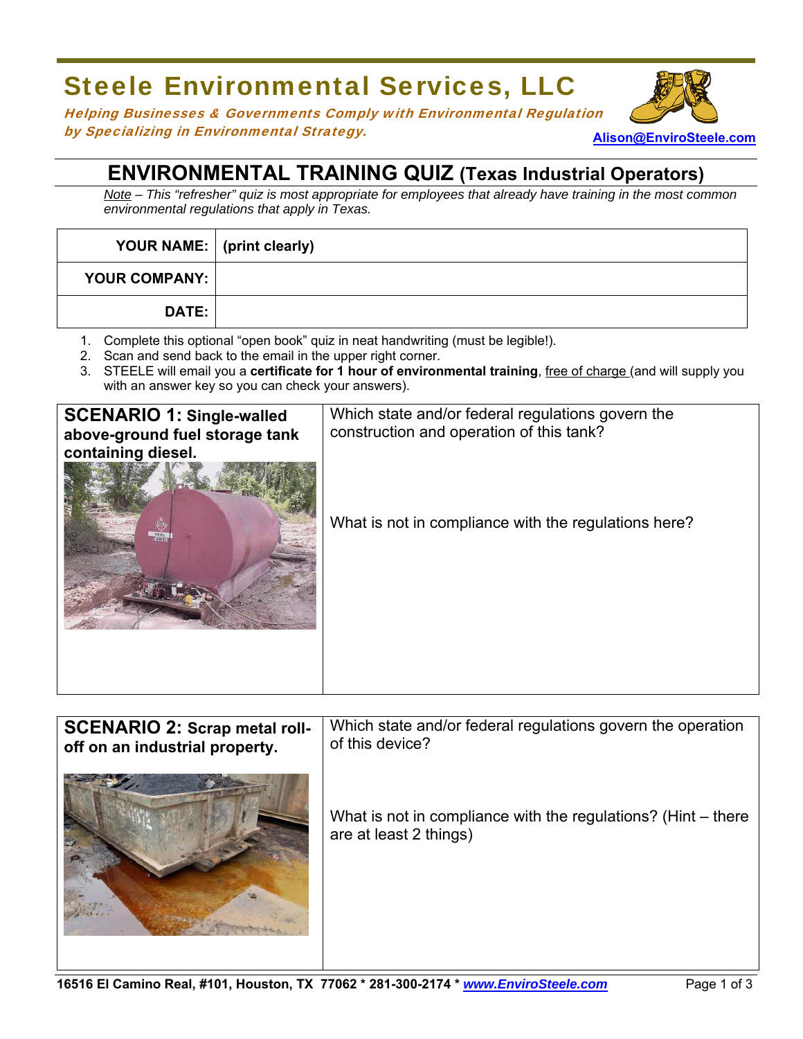# Steele Environmental Services, LLC

*Helping Businesses & Governments Comply with Environmental Regulation by Specializing in Environmental Strategy.*

Alison@EnviroSteele.com

## ENVIRONMENTAL TRAINING QUIZ (Texas Industrial Operators)

*Note – This "refresher" quiz is most appropriate for employees that already have training in the most common environmental regulations that apply in Texas.*

| | |
|---|---|
| **YOUR NAME:** | **(print clearly)** |
| **YOUR COMPANY:** | |
| **DATE:** | |

1. Complete this optional "open book" quiz in neat handwriting (must be legible!).
2. Scan and send back to the email in the upper right corner.
3. STEELE will email you a **certificate for 1 hour of environmental training**, free of charge (and will supply you with an answer key so you can check your answers).

| **SCENARIO 1: Single-walled above-ground fuel storage tank containing diesel.** | Which state and/or federal regulations govern the construction and operation of this tank?<br><br>What is not in compliance with the regulations here? |
|---|---|

| **SCENARIO 2: Scrap metal roll-off on an industrial property.** | Which state and/or federal regulations govern the operation of this device?<br><br>What is not in compliance with the regulations? (Hint – there are at least 2 things) |
|---|---|

16516 El Camino Real, #101, Houston, TX 77062 * 281-300-2174 * www.EnviroSteele.com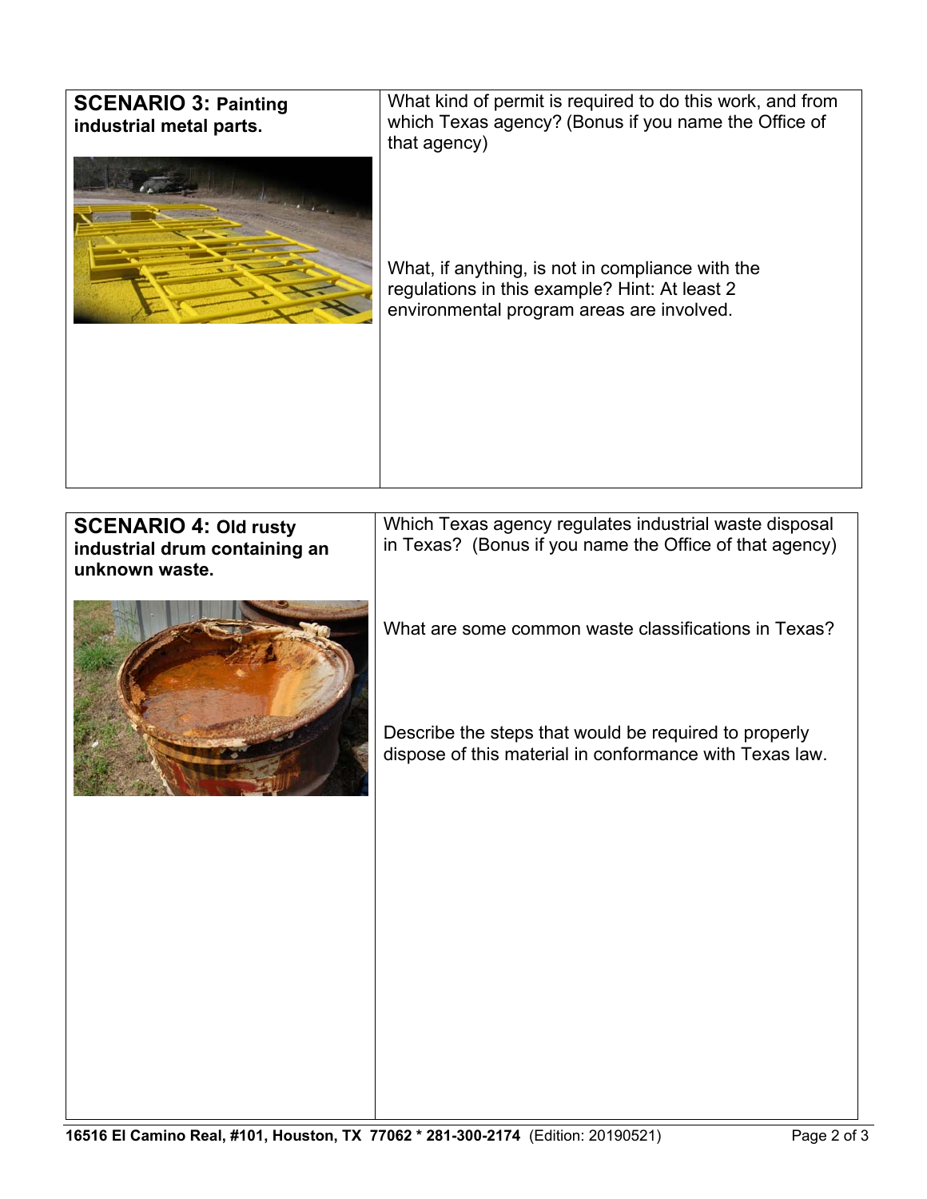| **SCENARIO 3:** **Painting industrial metal parts.** | What kind of permit is required to do this work, and from which Texas agency? (Bonus if you name the Office of that agency)<br><br>What, if anything, is not in compliance with the regulations in this example? Hint: At least 2 environmental program areas are involved. |
|---|---|

| **SCENARIO 4:** **Old rusty industrial drum containing an unknown waste.** | Which Texas agency regulates industrial waste disposal in Texas? (Bonus if you name the Office of that agency)<br><br>What are some common waste classifications in Texas?<br><br>Describe the steps that would be required to properly dispose of this material in conformance with Texas law. |
|---|---|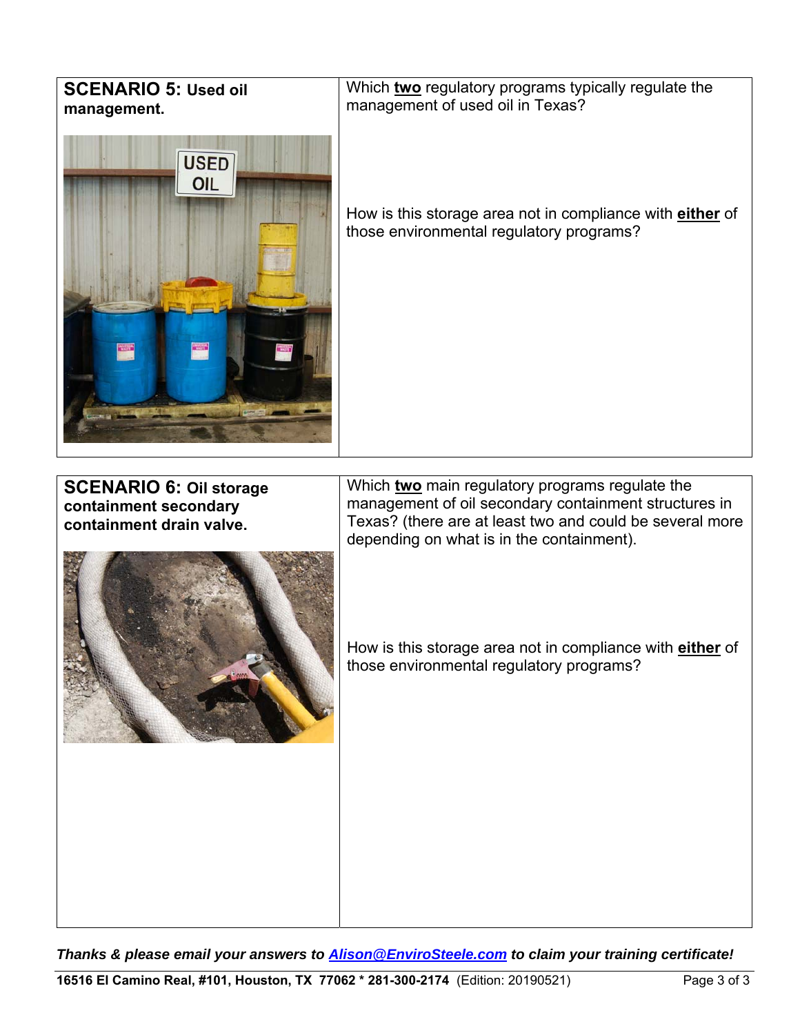| | |
|---|---|
| **SCENARIO 5: Used oil management.** | Which **two** regulatory programs typically regulate the management of used oil in Texas?<br><br>How is this storage area not in compliance with **either** of those environmental regulatory programs? |
| **SCENARIO 6: Oil storage containment secondary containment drain valve.** | Which **two** main regulatory programs regulate the management of oil secondary containment structures in Texas? (there are at least two and could be several more depending on what is in the containment).<br><br>How is this storage area not in compliance with **either** of those environmental regulatory programs? |

***Thanks & please email your answers to [Alison@EnviroSteele.com](mailto:Alison@EnviroSteele.com) to claim your training certificate!***

**16516 El Camino Real, #101, Houston, TX 77062 * 281-300-2174** (Edition: 20190521)